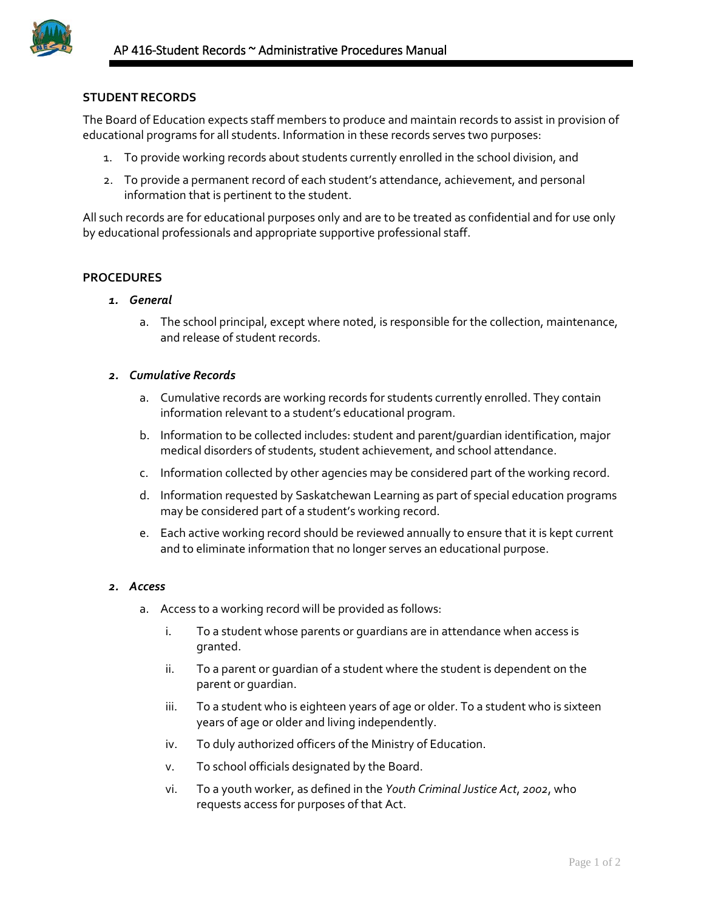## STUDENT RECORDS

The Board of Education expects staff members to produce and maintain records to assist in provision of educational programs for all students. Information in these records serves two purposes:

1. To provide working records about students currently enrolled in the school division, and
2. To provide a permanent record of each student's attendance, achievement, and personal information that is pertinent to the student.

All such records are for educational purposes only and are to be treated as confidential and for use only by educational professionals and appropriate supportive professional staff.

## PROCEDURES

### 1. *General*

a. The school principal, except where noted, is responsible for the collection, maintenance, and release of student records.

### 2. *Cumulative Records*

a. Cumulative records are working records for students currently enrolled. They contain information relevant to a student's educational program.

b. Information to be collected includes: student and parent/guardian identification, major medical disorders of students, student achievement, and school attendance.

c. Information collected by other agencies may be considered part of the working record.

d. Information requested by Saskatchewan Learning as part of special education programs may be considered part of a student's working record.

e. Each active working record should be reviewed annually to ensure that it is kept current and to eliminate information that no longer serves an educational purpose.

### 2. *Access*

a. Access to a working record will be provided as follows:

   i. To a student whose parents or guardians are in attendance when access is granted.

   ii. To a parent or guardian of a student where the student is dependent on the parent or guardian.

   iii. To a student who is eighteen years of age or older. To a student who is sixteen years of age or older and living independently.

   iv. To duly authorized officers of the Ministry of Education.

   v. To school officials designated by the Board.

   vi. To a youth worker, as defined in the *Youth Criminal Justice Act*, *2002*, who requests access for purposes of that Act.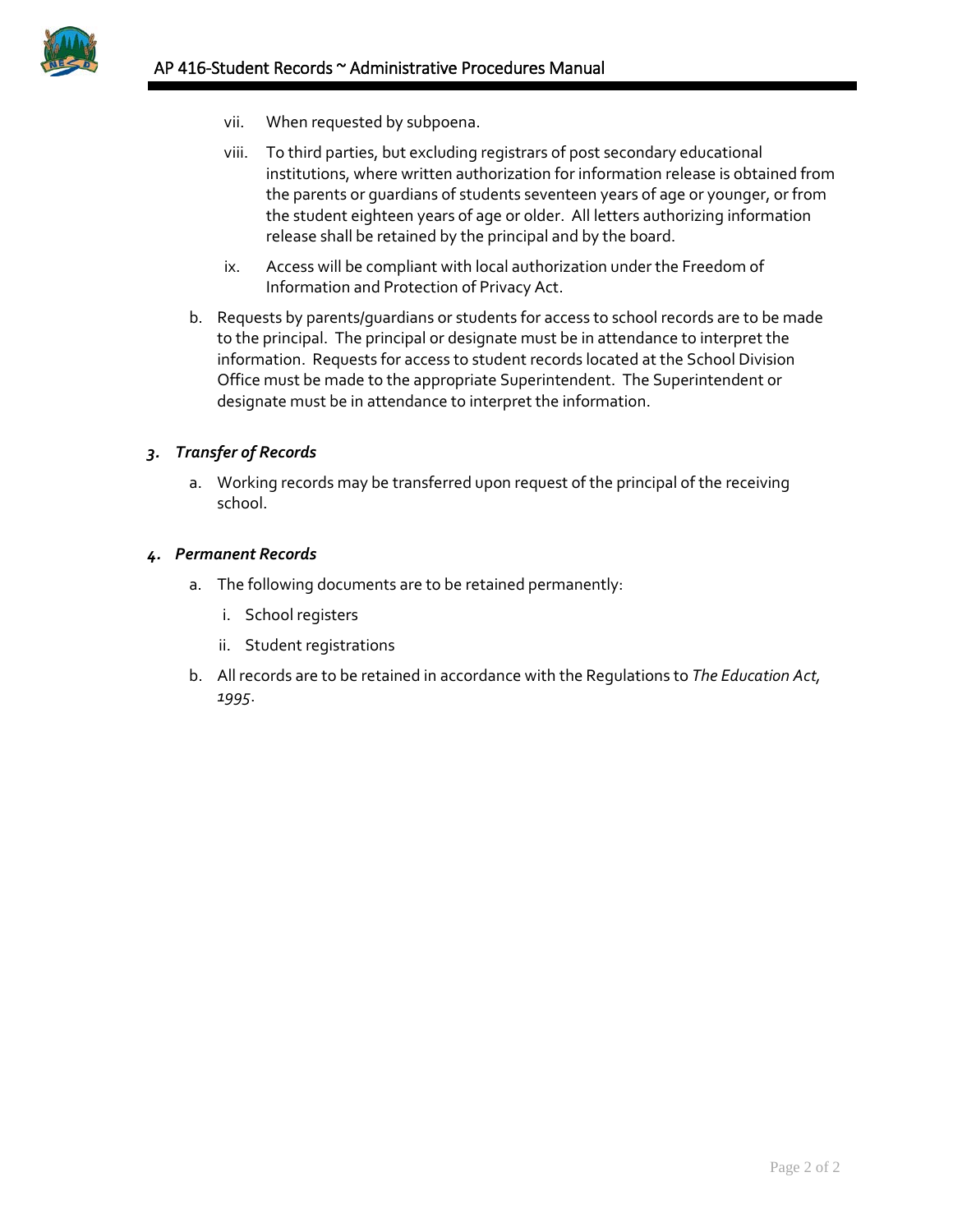vii. When requested by subpoena.

viii. To third parties, but excluding registrars of post secondary educational institutions, where written authorization for information release is obtained from the parents or guardians of students seventeen years of age or younger, or from the student eighteen years of age or older. All letters authorizing information release shall be retained by the principal and by the board.

ix. Access will be compliant with local authorization under the Freedom of Information and Protection of Privacy Act.

b. Requests by parents/guardians or students for access to school records are to be made to the principal. The principal or designate must be in attendance to interpret the information. Requests for access to student records located at the School Division Office must be made to the appropriate Superintendent. The Superintendent or designate must be in attendance to interpret the information.

### *3. Transfer of Records*

a. Working records may be transferred upon request of the principal of the receiving school.

### *4. Permanent Records*

a. The following documents are to be retained permanently:

   i. School registers

   ii. Student registrations

b. All records are to be retained in accordance with the Regulations to *The Education Act, 1995*.